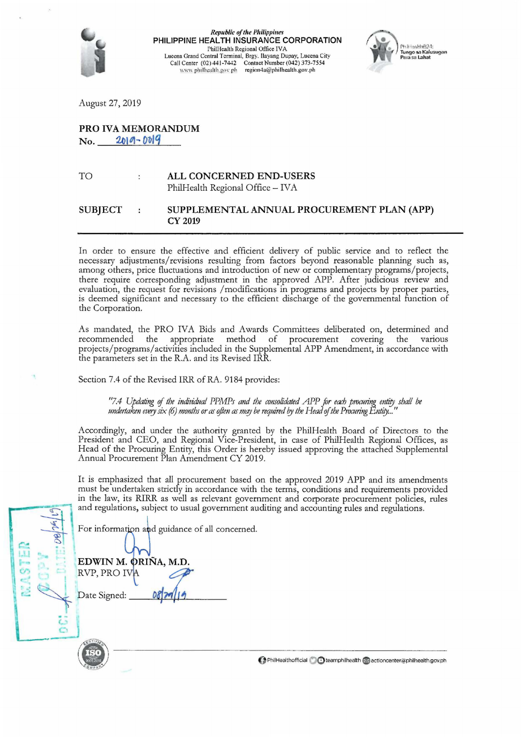*Republic of the Philippines*
**PHILIPPINE HEALTH INSURANCE CORPORATION**
PhilHealth Regional Office IVA
Lucena Grand Central Terminal, Brgy. Ilayang Dupay, Lucena City
Call Center (02) 441-7442 Contact Number (042) 373-7554
www.philhealth.gov.ph region4a@philhealth.gov.ph

PhilHealth@24: Tungo sa Kalusugan Para sa Lahat

August 27, 2019

**PRO IVA MEMORANDUM**
**No.** 2019-0019

| | | |
|---|---|---|
| TO | : | **ALL CONCERNED END-USERS** PhilHealth Regional Office – IVA |
| **SUBJECT** | **:** | **SUPPLEMENTAL ANNUAL PROCUREMENT PLAN (APP) CY 2019** |

In order to ensure the effective and efficient delivery of public service and to reflect the necessary adjustments/revisions resulting from factors beyond reasonable planning such as, among others, price fluctuations and introduction of new or complementary programs/projects, there require corresponding adjustment in the approved APP. After judicious review and evaluation, the request for revisions /modifications in programs and projects by proper parties, is deemed significant and necessary to the efficient discharge of the governmental function of the Corporation.

As mandated, the PRO IVA Bids and Awards Committees deliberated on, determined and recommended the appropriate method of procurement covering the various projects/programs/activities included in the Supplemental APP Amendment, in accordance with the parameters set in the R.A. and its Revised IRR.

Section 7.4 of the Revised IRR of RA. 9184 provides:

> *"7.4 Updating of the individual PPMPs and the consolidated APP for each procuring entity shall be undertaken every six (6) months or as often as may be required by the Head of the Procuring Entity..."*

Accordingly, and under the authority granted by the PhilHealth Board of Directors to the President and CEO, and Regional Vice-President, in case of PhilHealth Regional Offices, as Head of the Procuring Entity, this Order is hereby issued approving the attached Supplemental Annual Procurement Plan Amendment CY 2019.

It is emphasized that all procurement based on the approved 2019 APP and its amendments must be undertaken strictly in accordance with the terms, conditions and requirements provided in the law, its RIRR as well as relevant government and corporate procurement policies, rules and regulations, subject to usual government auditing and accounting rules and regulations.

For information and guidance of all concerned.

**EDWIN M. ORIÑA, M.D.**
RVP, PRO IVA

Date Signed: 08/29/19

MASTER COPY DATE: 08/29/19 DC: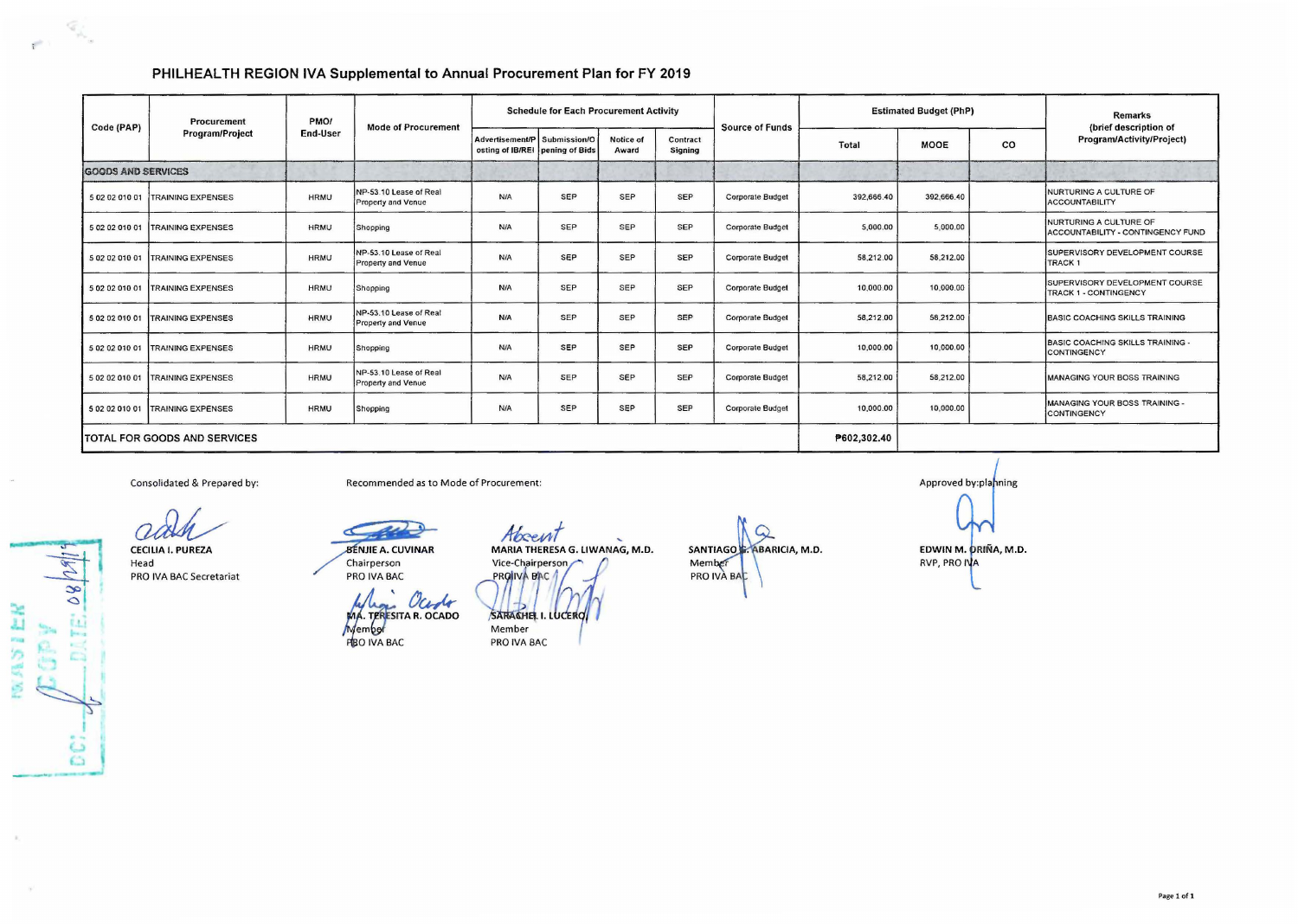# PHILHEALTH REGION IVA Supplemental to Annual Procurement Plan for FY 2019

| Code (PAP) | Procurement Program/Project | PMO/ End-User | Mode of Procurement | Schedule for Each Procurement Activity | | | | Source of Funds | Estimated Budget (PhP) | | | Remarks (brief description of Program/Activity/Project) |
|---|---|---|---|---|---|---|---|---|---|---|---|---|
| | | | | Advertisement/Posting of IB/REI | Submission/Opening of Bids | Notice of Award | Contract Signing | | Total | MOOE | CO | |
| **GOODS AND SERVICES** | | | | | | | | | | | | |
| 5 02 02 010 01 | TRAINING EXPENSES | HRMU | NP-53.10 Lease of Real Property and Venue | N/A | SEP | SEP | SEP | Corporate Budget | 392,666.40 | 392,666.40 | | NURTURING A CULTURE OF ACCOUNTABILITY |
| 5 02 02 010 01 | TRAINING EXPENSES | HRMU | Shopping | N/A | SEP | SEP | SEP | Corporate Budget | 5,000.00 | 5,000.00 | | NURTURING A CULTURE OF ACCOUNTABILITY - CONTINGENCY FUND |
| 5 02 02 010 01 | TRAINING EXPENSES | HRMU | NP-53.10 Lease of Real Property and Venue | N/A | SEP | SEP | SEP | Corporate Budget | 58,212.00 | 58,212.00 | | SUPERVISORY DEVELOPMENT COURSE TRACK 1 |
| 5 02 02 010 01 | TRAINING EXPENSES | HRMU | Shopping | N/A | SEP | SEP | SEP | Corporate Budget | 10,000.00 | 10,000.00 | | SUPERVISORY DEVELOPMENT COURSE TRACK 1 - CONTINGENCY |
| 5 02 02 010 01 | TRAINING EXPENSES | HRMU | NP-53.10 Lease of Real Property and Venue | N/A | SEP | SEP | SEP | Corporate Budget | 58,212.00 | 58,212.00 | | BASIC COACHING SKILLS TRAINING |
| 5 02 02 010 01 | TRAINING EXPENSES | HRMU | Shopping | N/A | SEP | SEP | SEP | Corporate Budget | 10,000.00 | 10,000.00 | | BASIC COACHING SKILLS TRAINING - CONTINGENCY |
| 5 02 02 010 01 | TRAINING EXPENSES | HRMU | NP-53.10 Lease of Real Property and Venue | N/A | SEP | SEP | SEP | Corporate Budget | 58,212.00 | 58,212.00 | | MANAGING YOUR BOSS TRAINING |
| 5 02 02 010 01 | TRAINING EXPENSES | HRMU | Shopping | N/A | SEP | SEP | SEP | Corporate Budget | 10,000.00 | 10,000.00 | | MANAGING YOUR BOSS TRAINING - CONTINGENCY |
| **TOTAL FOR GOODS AND SERVICES** | | | | | | | | | **₱602,302.40** | | | |

Consolidated & Prepared by:

CECILIA I. PUREZA
Head
PRO IVA BAC Secretariat

Recommended as to Mode of Procurement:

BENJIE A. CUVINAR
Chairperson
PRO IVA BAC

Absent
MARIA THERESA G. LIWANAG, M.D.
Vice-Chairperson
PRO IVA BAC

SANTIAGO S. ABARICIA, M.D.
Member
PRO IVA BAC

MA. TERESITA R. OCADO
Member
PRO IVA BAC

SARACHEL I. LUCERO
Member
PRO IVA BAC

Approved by:planning

EDWIN M. ORIÑA, M.D.
RVP, PRO IVA

MASTER COPY
DC: ____ DATE: 08/29/19